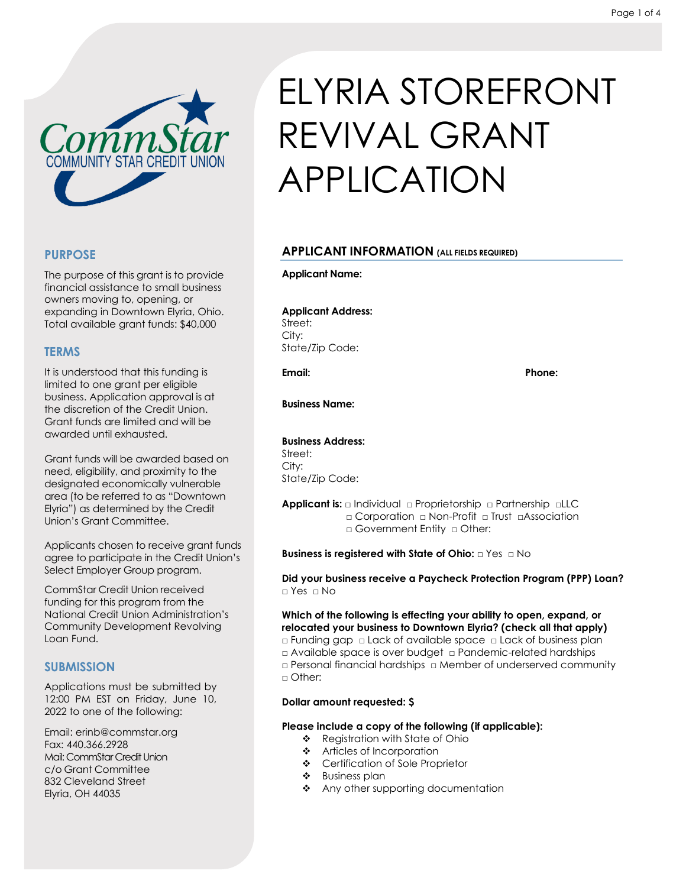CommStar
COMMUNITY STAR CREDIT UNION

# ELYRIA STOREFRONT REVIVAL GRANT APPLICATION

## PURPOSE

The purpose of this grant is to provide financial assistance to small business owners moving to, opening, or expanding in Downtown Elyria, Ohio. Total available grant funds: $40,000

## TERMS

It is understood that this funding is limited to one grant per eligible business. Application approval is at the discretion of the Credit Union. Grant funds are limited and will be awarded until exhausted.

Grant funds will be awarded based on need, eligibility, and proximity to the designated economically vulnerable area (to be referred to as "Downtown Elyria") as determined by the Credit Union's Grant Committee.

Applicants chosen to receive grant funds agree to participate in the Credit Union's Select Employer Group program.

CommStar Credit Union received funding for this program from the National Credit Union Administration's Community Development Revolving Loan Fund.

## SUBMISSION

Applications must be submitted by 12:00 PM EST on Friday, June 10, 2022 to one of the following:

Email: erinb@commstar.org
Fax: 440.366.2928
Mail: CommStar Credit Union
c/o Grant Committee
832 Cleveland Street
Elyria, OH 44035

## APPLICANT INFORMATION (ALL FIELDS REQUIRED)

**Applicant Name:**

**Applicant Address:**
Street:
City:
State/Zip Code:

**Email:** **Phone:**

**Business Name:**

**Business Address:**
Street:
City:
State/Zip Code:

**Applicant is:** □ Individual □ Proprietorship □ Partnership □LLC □ Corporation □ Non-Profit □ Trust □Association □ Government Entity □ Other:

**Business is registered with State of Ohio:** □ Yes □ No

**Did your business receive a Paycheck Protection Program (PPP) Loan?**
□ Yes □ No

**Which of the following is effecting your ability to open, expand, or relocated your business to Downtown Elyria? (check all that apply)**
□ Funding gap □ Lack of available space □ Lack of business plan
□ Available space is over budget □ Pandemic-related hardships
□ Personal financial hardships □ Member of underserved community
□ Other:

**Dollar amount requested: $**

**Please include a copy of the following (if applicable):**

- Registration with State of Ohio
- Articles of Incorporation
- Certification of Sole Proprietor
- Business plan
- Any other supporting documentation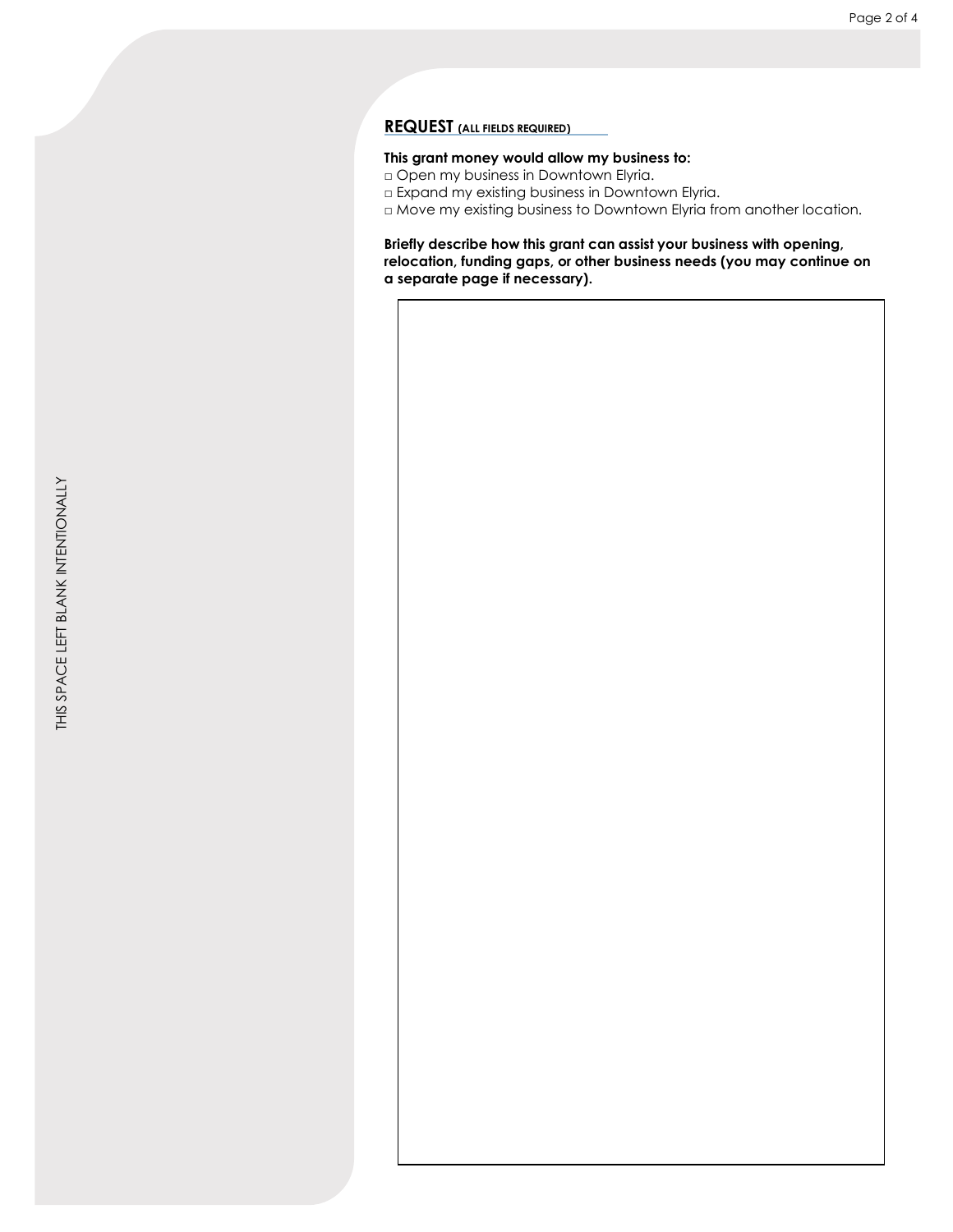THIS SPACE LEFT BLANK INTENTIONALLY

## REQUEST (ALL FIELDS REQUIRED)

**This grant money would allow my business to:**

□ Open my business in Downtown Elyria.
□ Expand my existing business in Downtown Elyria.
□ Move my existing business to Downtown Elyria from another location.

**Briefly describe how this grant can assist your business with opening, relocation, funding gaps, or other business needs (you may continue on a separate page if necessary).**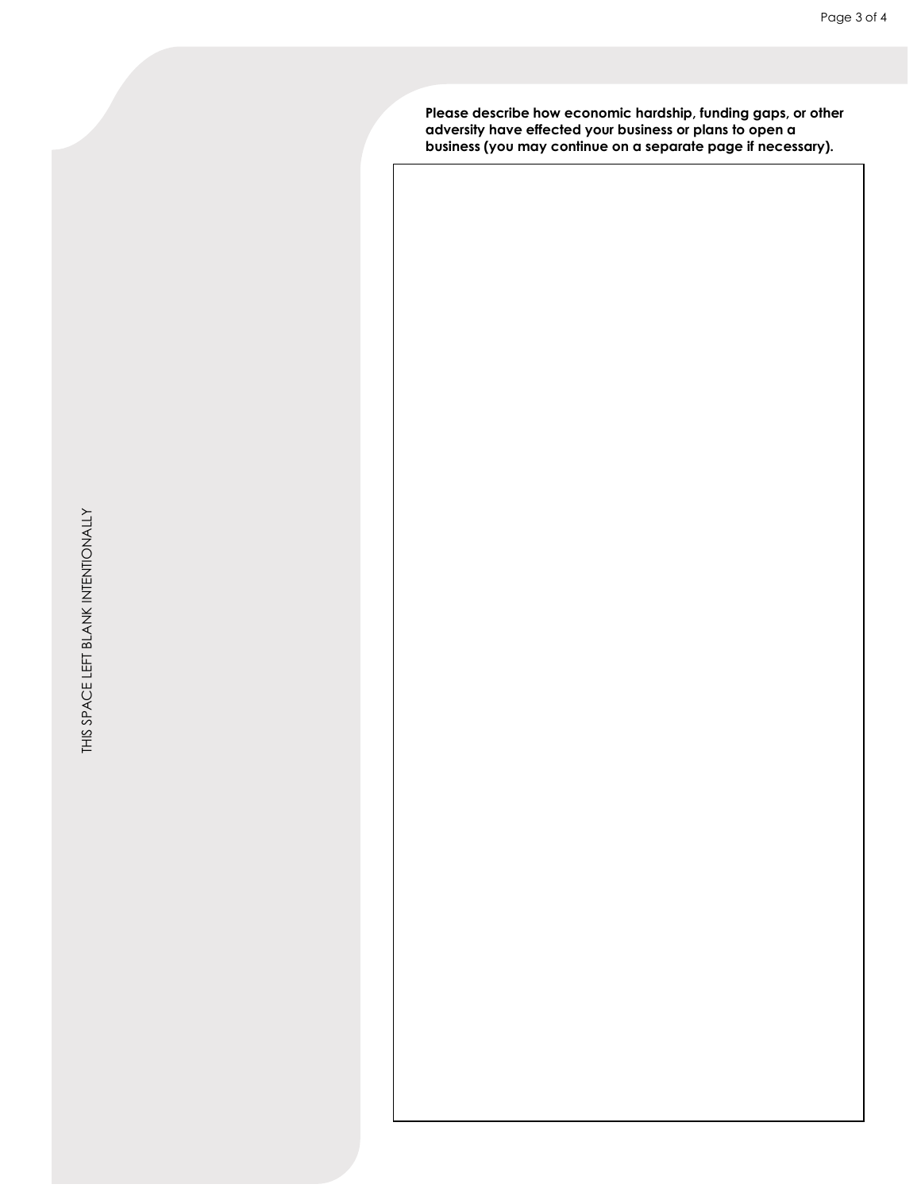THIS SPACE LEFT BLANK INTENTIONALLY

**Please describe how economic hardship, funding gaps, or other adversity have effected your business or plans to open a business (you may continue on a separate page if necessary).**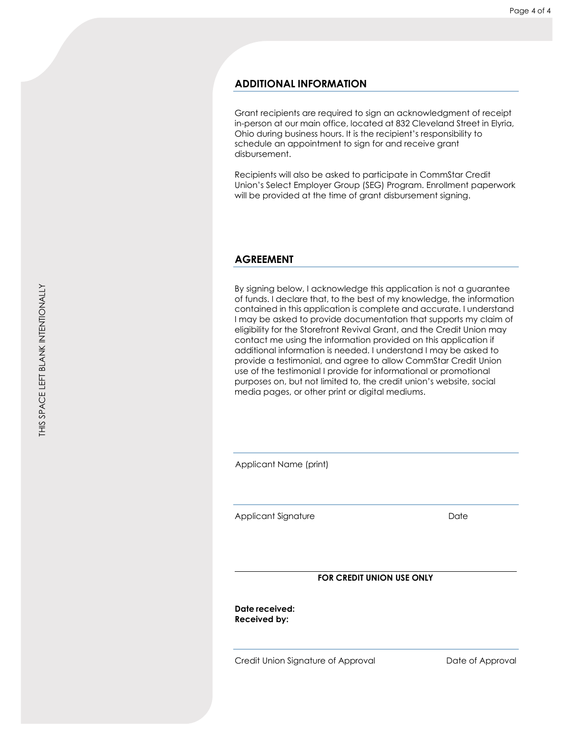THIS SPACE LEFT BLANK INTENTIONALLY

## ADDITIONAL INFORMATION

Grant recipients are required to sign an acknowledgment of receipt in-person at our main office, located at 832 Cleveland Street in Elyria, Ohio during business hours. It is the recipient's responsibility to schedule an appointment to sign for and receive grant disbursement.

Recipients will also be asked to participate in CommStar Credit Union's Select Employer Group (SEG) Program. Enrollment paperwork will be provided at the time of grant disbursement signing.

## AGREEMENT

By signing below, I acknowledge this application is not a guarantee of funds. I declare that, to the best of my knowledge, the information contained in this application is complete and accurate. I understand I may be asked to provide documentation that supports my claim of eligibility for the Storefront Revival Grant, and the Credit Union may contact me using the information provided on this application if additional information is needed. I understand I may be asked to provide a testimonial, and agree to allow CommStar Credit Union use of the testimonial I provide for informational or promotional purposes on, but not limited to, the credit union's website, social media pages, or other print or digital mediums.

Applicant Name (print)

Applicant Signature　　　　　　　　　　Date

**FOR CREDIT UNION USE ONLY**

**Date received:**
**Received by:**

Credit Union Signature of Approval　　　　　　　　　　Date of Approval